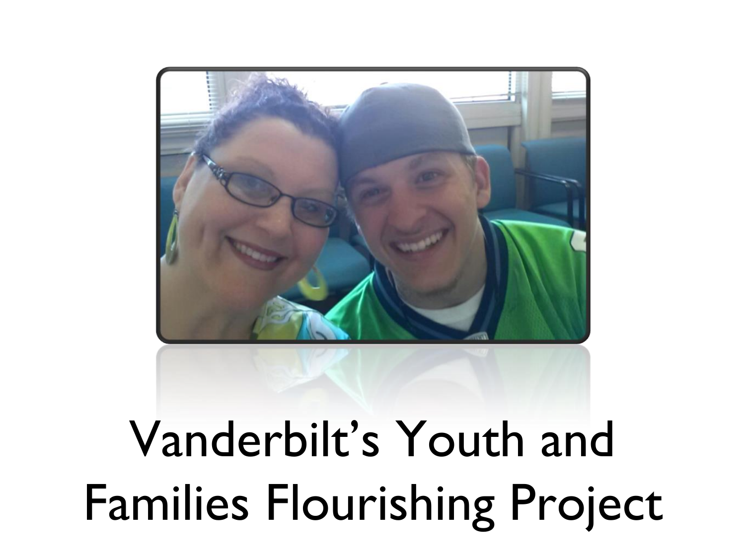# Vanderbilt's Youth and Families Flourishing Project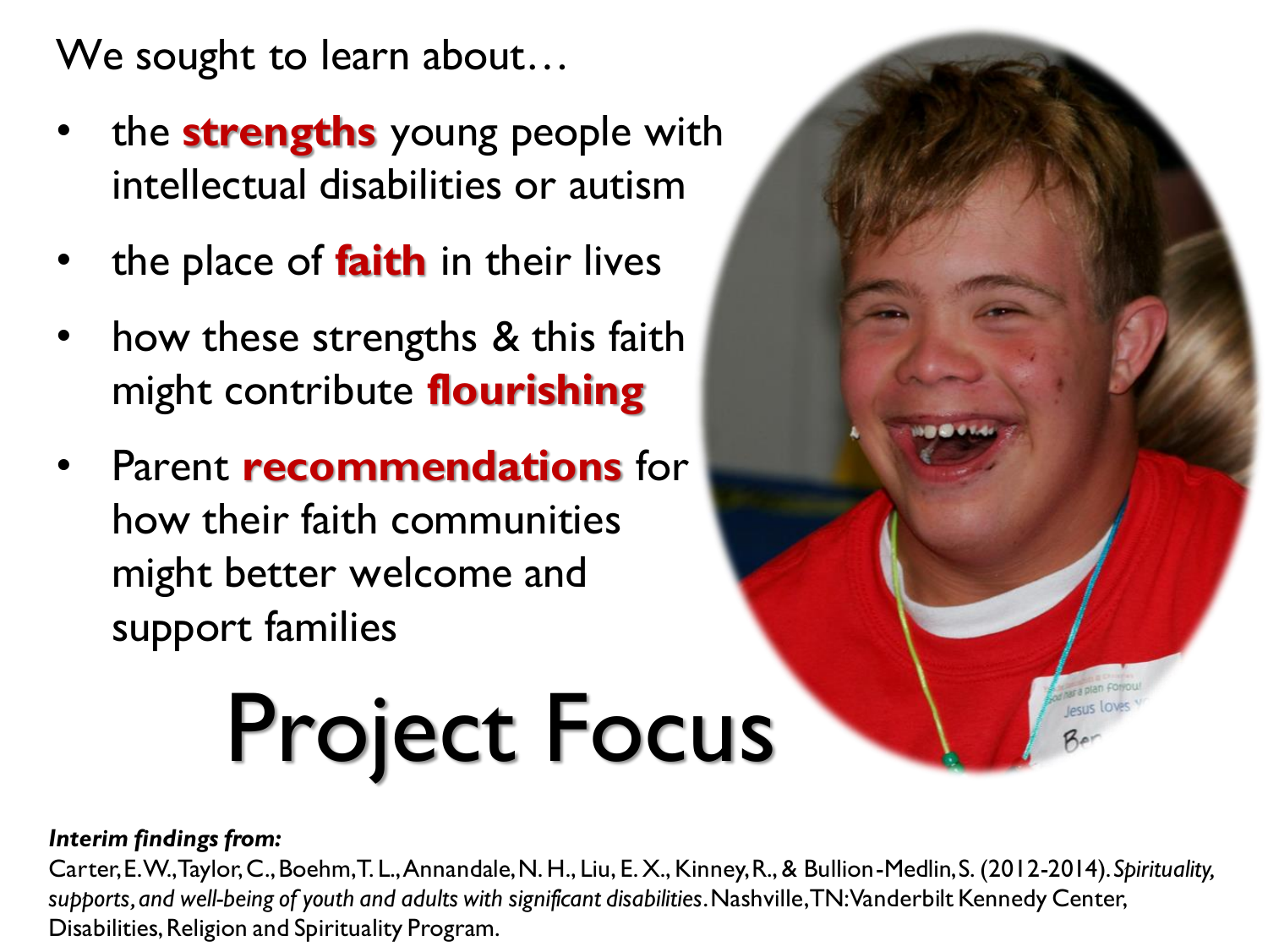We sought to learn about…

- the **strengths** young people with intellectual disabilities or autism
- the place of **faith** in their lives
- how these strengths & this faith might contribute **flourishing**
- Parent **recommendations** for how their faith communities might better welcome and support families

# Project Focus

***Interim findings from:***

Carter, E. W., Taylor, C., Boehm, T. L., Annandale, N. H., Liu, E. X., Kinney, R., & Bullion-Medlin, S. (2012-2014). *Spirituality, supports, and well-being of youth and adults with significant disabilities*. Nashville, TN: Vanderbilt Kennedy Center, Disabilities, Religion and Spirituality Program.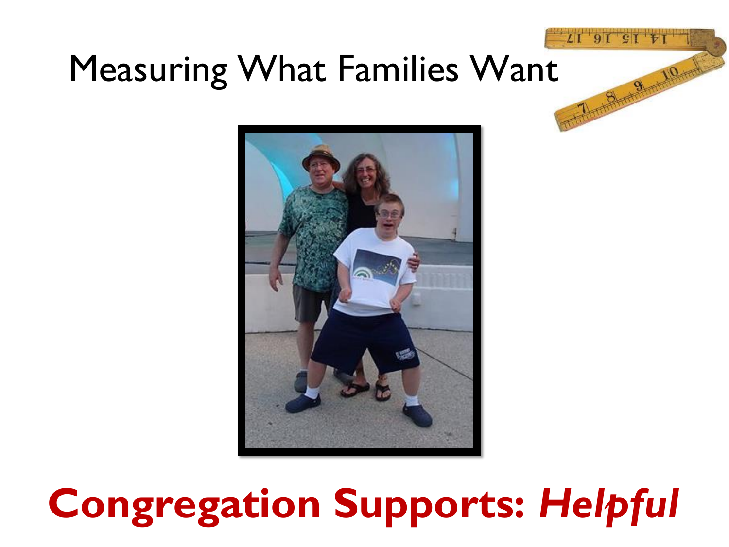# Measuring What Families Want

**Congregation Supports: *Helpful***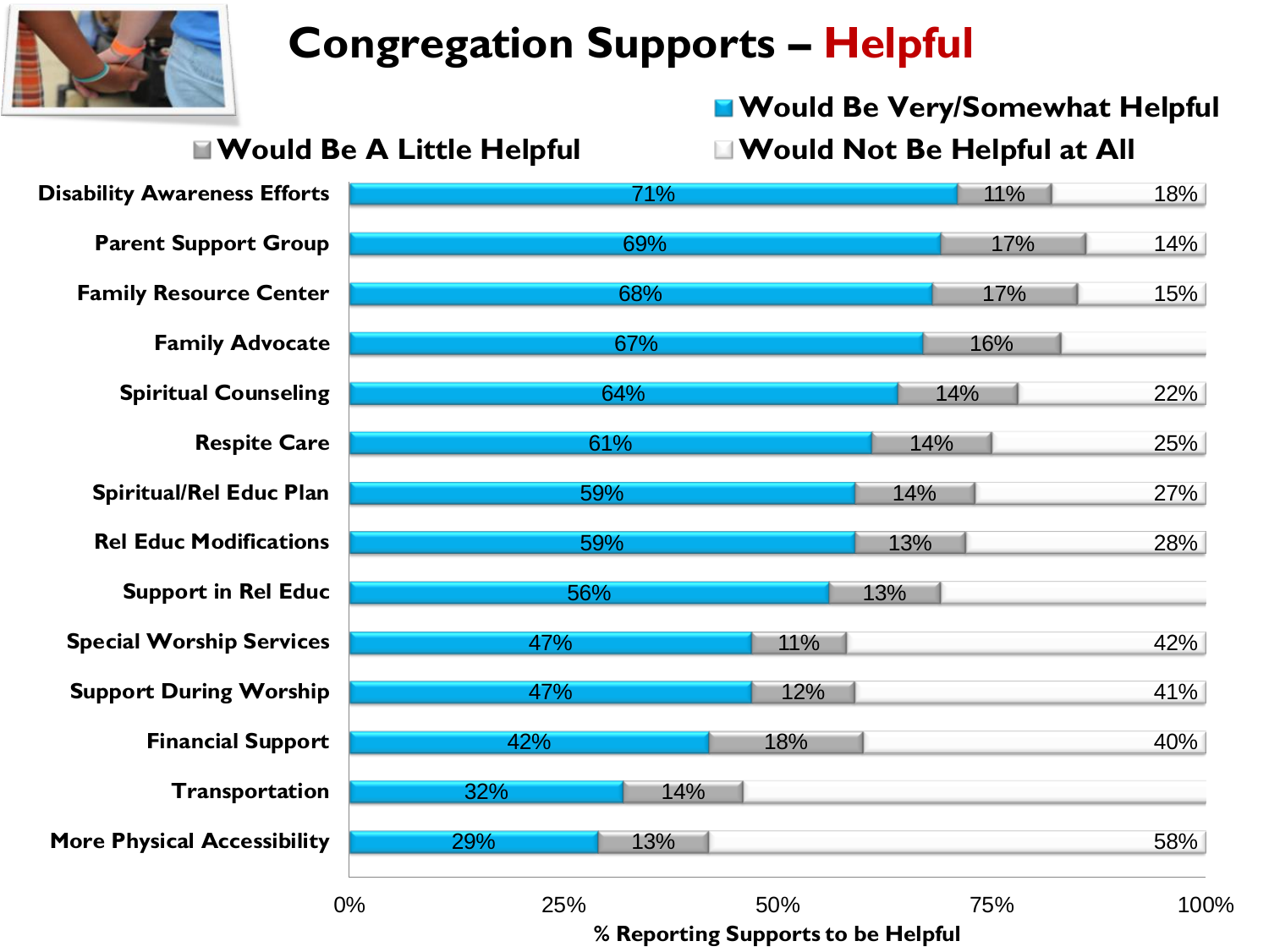# Congregation Supports – Helpful

| Support | Would Be Very/Somewhat Helpful | Would Be A Little Helpful | Would Not Be Helpful at All |
|---|---|---|---|
| Disability Awareness Efforts | 71% | 11% | 18% |
| Parent Support Group | 69% | 17% | 14% |
| Family Resource Center | 68% | 17% | 15% |
| Family Advocate | 67% | 16% | |
| Spiritual Counseling | 64% | 14% | 22% |
| Respite Care | 61% | 14% | 25% |
| Spiritual/Rel Educ Plan | 59% | 14% | 27% |
| Rel Educ Modifications | 59% | 13% | 28% |
| Support in Rel Educ | 56% | 13% | |
| Special Worship Services | 47% | 11% | 42% |
| Support During Worship | 47% | 12% | 41% |
| Financial Support | 42% | 18% | 40% |
| Transportation | 32% | 14% | |
| More Physical Accessibility | 29% | 13% | 58% |

% Reporting Supports to be Helpful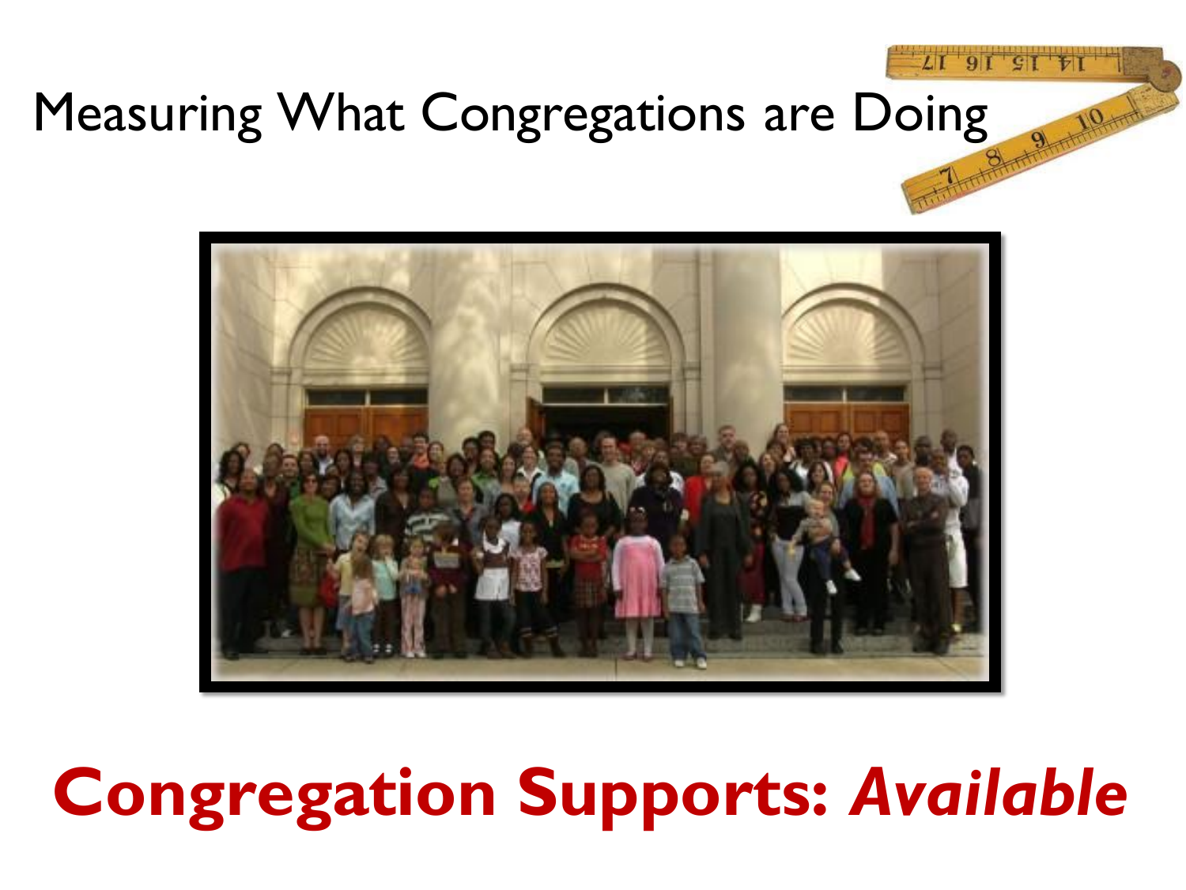# Measuring What Congregations are Doing

**Congregation Supports: *Available***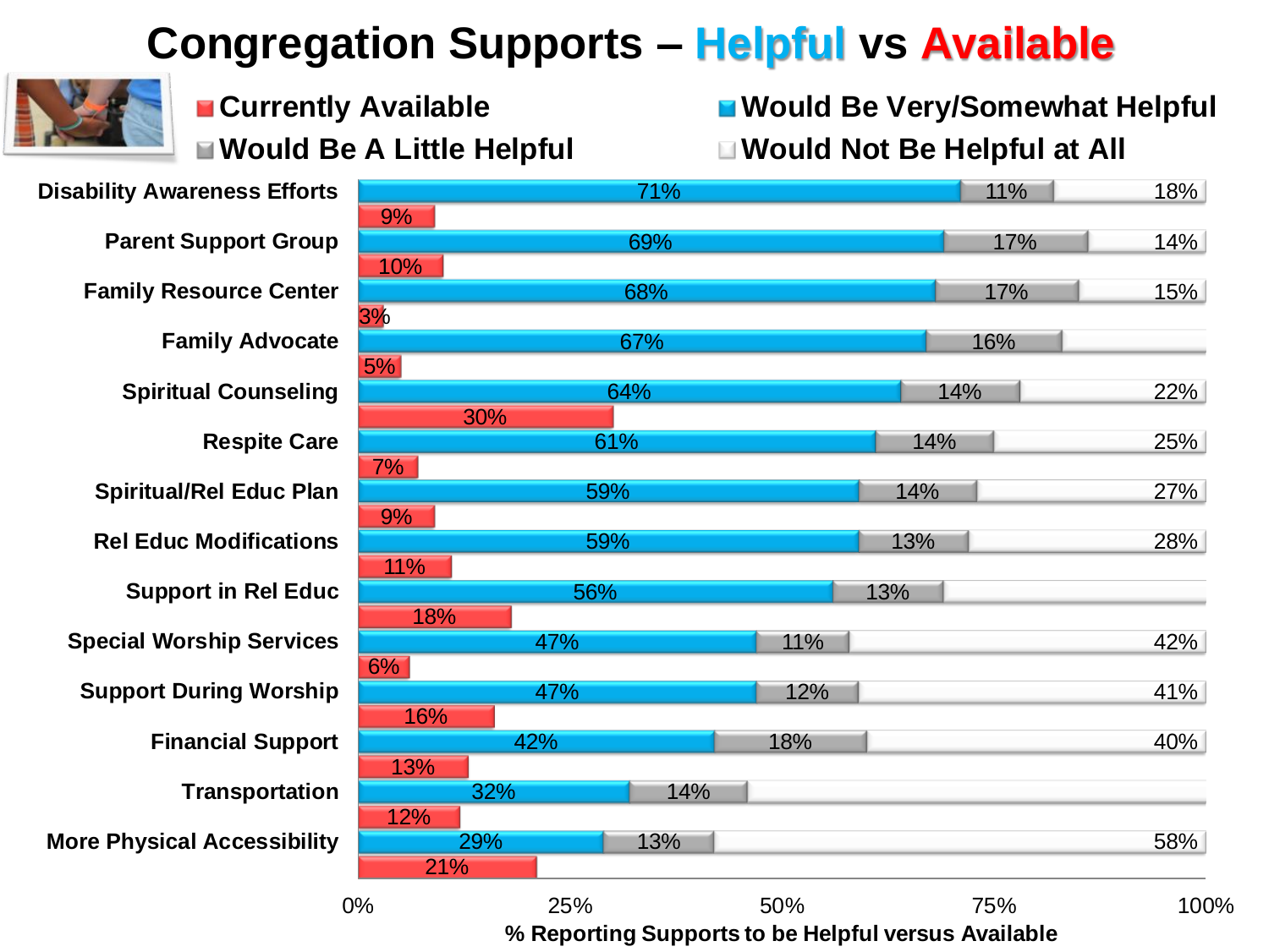# Congregation Supports – Helpful vs Available

Currently Available
Would Be Very/Somewhat Helpful
Would Be A Little Helpful
Would Not Be Helpful at All

Disability Awareness Efforts
71% 11% 18%
9%

Parent Support Group
69% 17% 14%
10%

Family Resource Center
68% 17% 15%
3%

Family Advocate
67% 16%
5%

Spiritual Counseling
64% 14% 22%
30%

Respite Care
61% 14% 25%
7%

Spiritual/Rel Educ Plan
59% 14% 27%
9%

Rel Educ Modifications
59% 13% 28%
11%

Support in Rel Educ
56% 13%
18%

Special Worship Services
47% 11% 42%
6%

Support During Worship
47% 12% 41%
16%

Financial Support
42% 18% 40%
13%

Transportation
32% 14%
12%

More Physical Accessibility
29% 13% 58%
21%

0% 25% 50% 75% 100%

% Reporting Supports to be Helpful versus Available